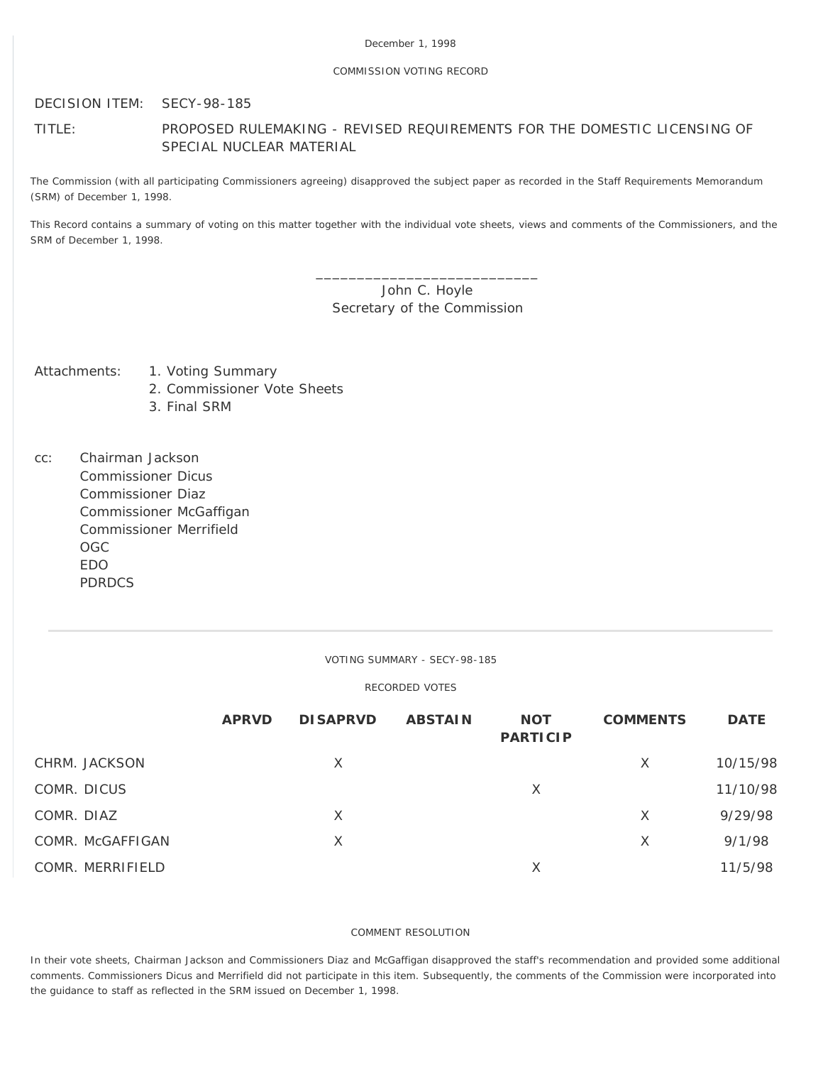December 1, 1998

COMMISSION VOTING RECORD

DECISION ITEM: SECY-98-185

TITLE: PROPOSED RULEMAKING - REVISED REQUIREMENTS FOR THE DOMESTIC LICENSING OF SPECIAL NUCLEAR MATERIAL

The Commission (with all participating Commissioners agreeing) disapproved the subject paper as recorded in the Staff Requirements Memorandum (SRM) of December 1, 1998.

This Record contains a summary of voting on this matter together with the individual vote sheets, views and comments of the Commissioners, and the SRM of December 1, 1998.

\_\_\_\_\_\_\_\_\_\_\_\_\_\_\_\_\_\_\_\_\_\_\_\_\_\_\_\_
John C. Hoyle
Secretary of the Commission

Attachments:
1. Voting Summary
2. Commissioner Vote Sheets
3. Final SRM

cc:
Chairman Jackson
Commissioner Dicus
Commissioner Diaz
Commissioner McGaffigan
Commissioner Merrifield
OGC
EDO
PDRDCS

---

VOTING SUMMARY - SECY-98-185

RECORDED VOTES

| | APRVD | DISAPRVD | ABSTAIN | NOT PARTICIP | COMMENTS | DATE |
|---|---|---|---|---|---|---|
| CHRM. JACKSON | | X | | | X | 10/15/98 |
| COMR. DICUS | | | | X | | 11/10/98 |
| COMR. DIAZ | | X | | | X | 9/29/98 |
| COMR. McGAFFIGAN | | X | | | X | 9/1/98 |
| COMR. MERRIFIELD | | | | X | | 11/5/98 |

COMMENT RESOLUTION

In their vote sheets, Chairman Jackson and Commissioners Diaz and McGaffigan disapproved the staff's recommendation and provided some additional comments. Commissioners Dicus and Merrifield did not participate in this item. Subsequently, the comments of the Commission were incorporated into the guidance to staff as reflected in the SRM issued on December 1, 1998.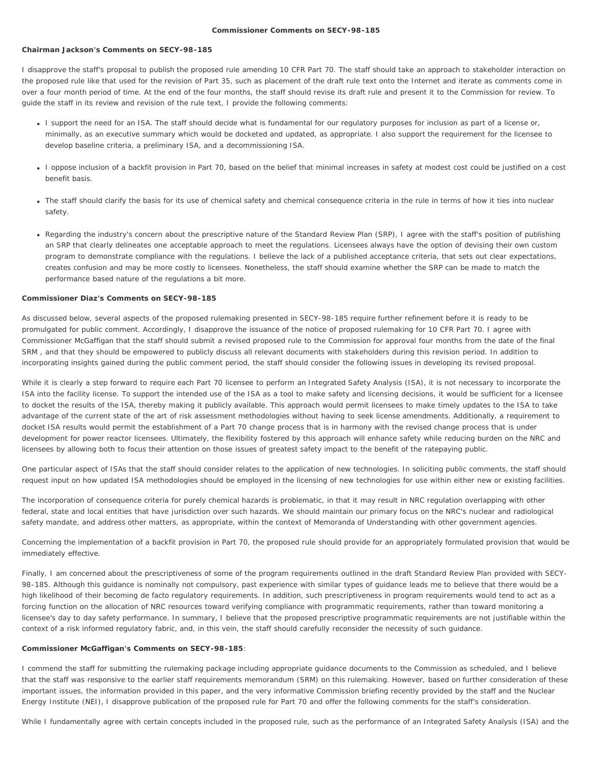**Commissioner Comments on SECY-98-185**

**Chairman Jackson's Comments on SECY-98-185**

I disapprove the staff's proposal to publish the proposed rule amending 10 CFR Part 70. The staff should take an approach to stakeholder interaction on the proposed rule like that used for the revision of Part 35, such as placement of the draft rule text onto the Internet and iterate as comments come in over a four month period of time. At the end of the four months, the staff should revise its draft rule and present it to the Commission for review. To guide the staff in its review and revision of the rule text, I provide the following comments:

- I support the need for an ISA. The staff should decide what is fundamental for our regulatory purposes for inclusion as part of a license or, minimally, as an executive summary which would be docketed and updated, as appropriate. I also support the requirement for the licensee to develop baseline criteria, a preliminary ISA, and a decommissioning ISA.
- I oppose inclusion of a backfit provision in Part 70, based on the belief that minimal increases in safety at modest cost could be justified on a cost benefit basis.
- The staff should clarify the basis for its use of chemical safety and chemical consequence criteria in the rule in terms of how it ties into nuclear safety.
- Regarding the industry's concern about the prescriptive nature of the Standard Review Plan (SRP), I agree with the staff's position of publishing an SRP that clearly delineates one acceptable approach to meet the regulations. Licensees always have the option of devising their own custom program to demonstrate compliance with the regulations. I believe the lack of a published acceptance criteria, that sets out clear expectations, creates confusion and may be more costly to licensees. Nonetheless, the staff should examine whether the SRP can be made to match the performance based nature of the regulations a bit more.

**Commissioner Diaz's Comments on SECY-98-185**

As discussed below, several aspects of the proposed rulemaking presented in SECY-98-185 require further refinement before it is ready to be promulgated for public comment. Accordingly, I disapprove the issuance of the notice of proposed rulemaking for 10 CFR Part 70. I agree with Commissioner McGaffigan that the staff should submit a revised proposed rule to the Commission for approval four months from the date of the final SRM , and that they should be empowered to publicly discuss all relevant documents with stakeholders during this revision period. In addition to incorporating insights gained during the public comment period, the staff should consider the following issues in developing its revised proposal.

While it is clearly a step forward to require each Part 70 licensee to perform an Integrated Safety Analysis (ISA), it is not necessary to incorporate the ISA into the facility license. To support the intended use of the ISA as a tool to make safety and licensing decisions, it would be sufficient for a licensee to docket the results of the ISA, thereby making it publicly available. This approach would permit licensees to make timely updates to the ISA to take advantage of the current state of the art of risk assessment methodologies without having to seek license amendments. Additionally, a requirement to docket ISA results would permit the establishment of a Part 70 change process that is in harmony with the revised change process that is under development for power reactor licensees. Ultimately, the flexibility fostered by this approach will enhance safety while reducing burden on the NRC and licensees by allowing both to focus their attention on those issues of greatest safety impact to the benefit of the ratepaying public.

One particular aspect of ISAs that the staff should consider relates to the application of new technologies. In soliciting public comments, the staff should request input on how updated ISA methodologies should be employed in the licensing of new technologies for use within either new or existing facilities.

The incorporation of consequence criteria for purely chemical hazards is problematic, in that it may result in NRC regulation overlapping with other federal, state and local entities that have jurisdiction over such hazards. We should maintain our primary focus on the NRC's nuclear and radiological safety mandate, and address other matters, as appropriate, within the context of Memoranda of Understanding with other government agencies.

Concerning the implementation of a backfit provision in Part 70, the proposed rule should provide for an appropriately formulated provision that would be immediately effective.

Finally, I am concerned about the prescriptiveness of some of the program requirements outlined in the draft Standard Review Plan provided with SECY-98-185. Although this guidance is nominally not compulsory, past experience with similar types of guidance leads me to believe that there would be a high likelihood of their becoming de facto regulatory requirements. In addition, such prescriptiveness in program requirements would tend to act as a forcing function on the allocation of NRC resources toward verifying compliance with programmatic requirements, rather than toward monitoring a licensee's day to day safety performance. In summary, I believe that the proposed prescriptive programmatic requirements are not justifiable within the context of a risk informed regulatory fabric, and, in this vein, the staff should carefully reconsider the necessity of such guidance.

**Commissioner McGaffigan's Comments on SECY-98-185**:

I commend the staff for submitting the rulemaking package including appropriate guidance documents to the Commission as scheduled, and I believe that the staff was responsive to the earlier staff requirements memorandum (SRM) on this rulemaking. However, based on further consideration of these important issues, the information provided in this paper, and the very informative Commission briefing recently provided by the staff and the Nuclear Energy Institute (NEI), I disapprove publication of the proposed rule for Part 70 and offer the following comments for the staff's consideration.

While I fundamentally agree with certain concepts included in the proposed rule, such as the performance of an Integrated Safety Analysis (ISA) and the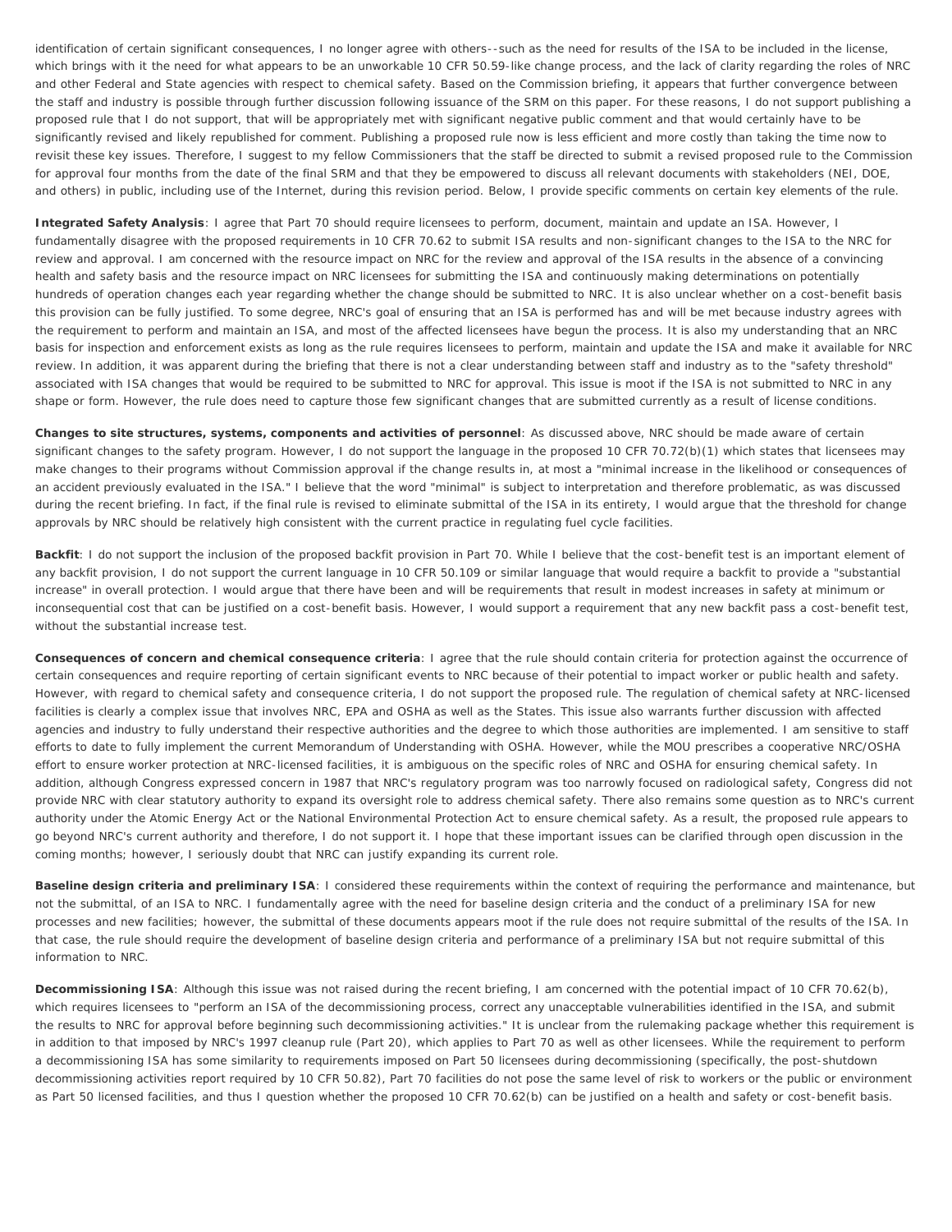identification of certain significant consequences, I no longer agree with others--such as the need for results of the ISA to be included in the license, which brings with it the need for what appears to be an unworkable 10 CFR 50.59-like change process, and the lack of clarity regarding the roles of NRC and other Federal and State agencies with respect to chemical safety. Based on the Commission briefing, it appears that further convergence between the staff and industry is possible through further discussion following issuance of the SRM on this paper. For these reasons, I do not support publishing a proposed rule that I do not support, that will be appropriately met with significant negative public comment and that would certainly have to be significantly revised and likely republished for comment. Publishing a proposed rule now is less efficient and more costly than taking the time now to revisit these key issues. Therefore, I suggest to my fellow Commissioners that the staff be directed to submit a revised proposed rule to the Commission for approval four months from the date of the final SRM and that they be empowered to discuss all relevant documents with stakeholders (NEI, DOE, and others) in public, including use of the Internet, during this revision period. Below, I provide specific comments on certain key elements of the rule.

**Integrated Safety Analysis**: I agree that Part 70 should require licensees to perform, document, maintain and update an ISA. However, I fundamentally disagree with the proposed requirements in 10 CFR 70.62 to submit ISA results and non-significant changes to the ISA to the NRC for review and approval. I am concerned with the resource impact on NRC for the review and approval of the ISA results in the absence of a convincing health and safety basis and the resource impact on NRC licensees for submitting the ISA and continuously making determinations on potentially hundreds of operation changes each year regarding whether the change should be submitted to NRC. It is also unclear whether on a cost-benefit basis this provision can be fully justified. To some degree, NRC's goal of ensuring that an ISA is performed has and will be met because industry agrees with the requirement to perform and maintain an ISA, and most of the affected licensees have begun the process. It is also my understanding that an NRC basis for inspection and enforcement exists as long as the rule requires licensees to perform, maintain and update the ISA and make it available for NRC review. In addition, it was apparent during the briefing that there is not a clear understanding between staff and industry as to the "safety threshold" associated with ISA changes that would be required to be submitted to NRC for approval. This issue is moot if the ISA is not submitted to NRC in any shape or form. However, the rule does need to capture those few significant changes that are submitted currently as a result of license conditions.

**Changes to site structures, systems, components and activities of personnel**: As discussed above, NRC should be made aware of certain significant changes to the safety program. However, I do not support the language in the proposed 10 CFR 70.72(b)(1) which states that licensees may make changes to their programs without Commission approval if the change results in, at most a "minimal increase in the likelihood or consequences of an accident previously evaluated in the ISA." I believe that the word "minimal" is subject to interpretation and therefore problematic, as was discussed during the recent briefing. In fact, if the final rule is revised to eliminate submittal of the ISA in its entirety, I would argue that the threshold for change approvals by NRC should be relatively high consistent with the current practice in regulating fuel cycle facilities.

**Backfit**: I do not support the inclusion of the proposed backfit provision in Part 70. While I believe that the cost-benefit test is an important element of any backfit provision, I do not support the current language in 10 CFR 50.109 or similar language that would require a backfit to provide a "substantial increase" in overall protection. I would argue that there have been and will be requirements that result in modest increases in safety at minimum or inconsequential cost that can be justified on a cost-benefit basis. However, I would support a requirement that any new backfit pass a cost-benefit test, without the substantial increase test.

**Consequences of concern and chemical consequence criteria**: I agree that the rule should contain criteria for protection against the occurrence of certain consequences and require reporting of certain significant events to NRC because of their potential to impact worker or public health and safety. However, with regard to chemical safety and consequence criteria, I do not support the proposed rule. The regulation of chemical safety at NRC-licensed facilities is clearly a complex issue that involves NRC, EPA and OSHA as well as the States. This issue also warrants further discussion with affected agencies and industry to fully understand their respective authorities and the degree to which those authorities are implemented. I am sensitive to staff efforts to date to fully implement the current Memorandum of Understanding with OSHA. However, while the MOU prescribes a cooperative NRC/OSHA effort to ensure worker protection at NRC-licensed facilities, it is ambiguous on the specific roles of NRC and OSHA for ensuring chemical safety. In addition, although Congress expressed concern in 1987 that NRC's regulatory program was too narrowly focused on radiological safety, Congress did not provide NRC with clear statutory authority to expand its oversight role to address chemical safety. There also remains some question as to NRC's current authority under the Atomic Energy Act or the National Environmental Protection Act to ensure chemical safety. As a result, the proposed rule appears to go beyond NRC's current authority and therefore, I do not support it. I hope that these important issues can be clarified through open discussion in the coming months; however, I seriously doubt that NRC can justify expanding its current role.

**Baseline design criteria and preliminary ISA**: I considered these requirements within the context of requiring the performance and maintenance, but not the submittal, of an ISA to NRC. I fundamentally agree with the need for baseline design criteria and the conduct of a preliminary ISA for new processes and new facilities; however, the submittal of these documents appears moot if the rule does not require submittal of the results of the ISA. In that case, the rule should require the development of baseline design criteria and performance of a preliminary ISA but not require submittal of this information to NRC.

**Decommissioning ISA**: Although this issue was not raised during the recent briefing, I am concerned with the potential impact of 10 CFR 70.62(b), which requires licensees to "perform an ISA of the decommissioning process, correct any unacceptable vulnerabilities identified in the ISA, and submit the results to NRC for approval before beginning such decommissioning activities." It is unclear from the rulemaking package whether this requirement is in addition to that imposed by NRC's 1997 cleanup rule (Part 20), which applies to Part 70 as well as other licensees. While the requirement to perform a decommissioning ISA has some similarity to requirements imposed on Part 50 licensees during decommissioning (specifically, the post-shutdown decommissioning activities report required by 10 CFR 50.82), Part 70 facilities do not pose the same level of risk to workers or the public or environment as Part 50 licensed facilities, and thus I question whether the proposed 10 CFR 70.62(b) can be justified on a health and safety or cost-benefit basis.